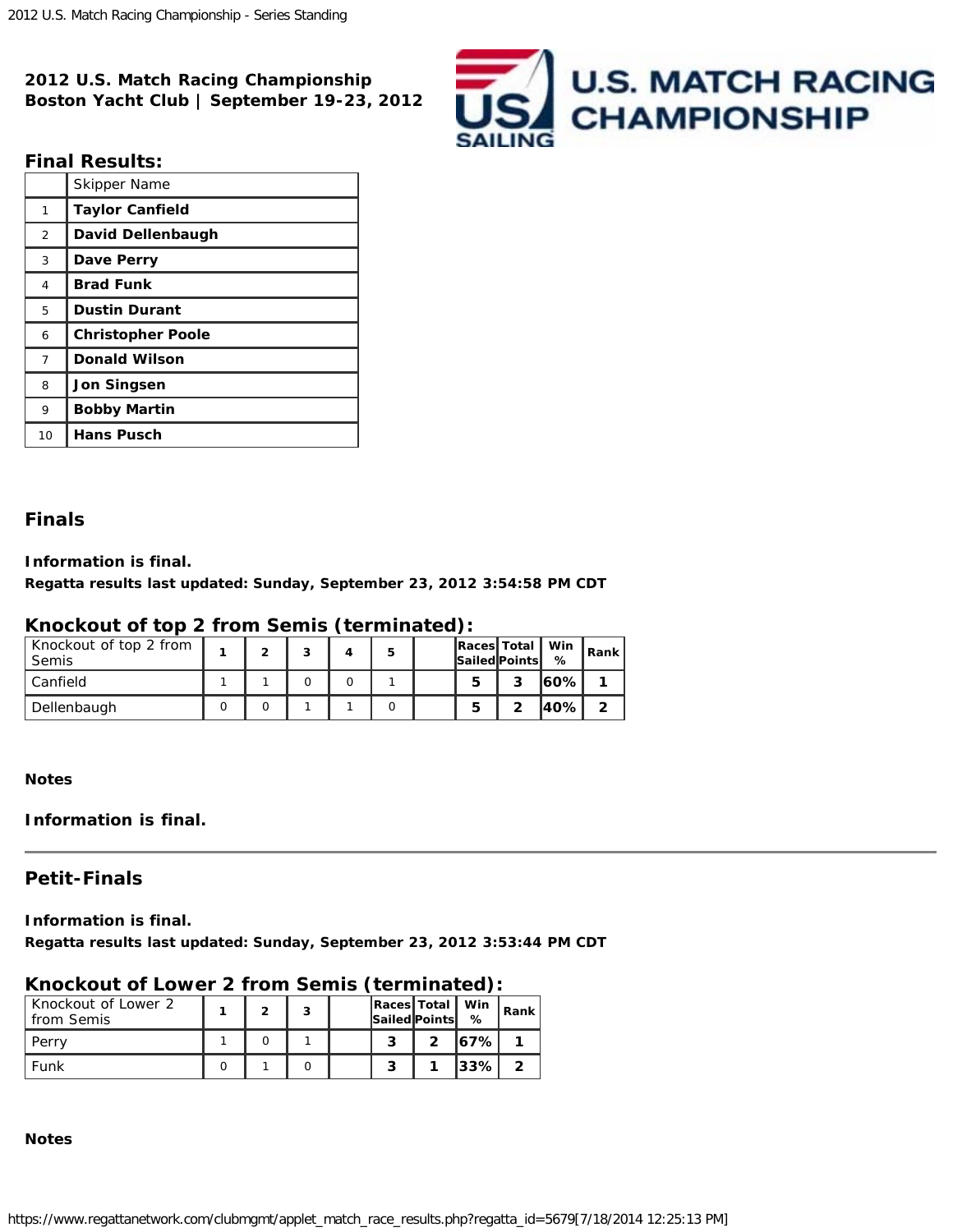**2012 U.S. Match Racing Championship**
**Boston Yacht Club | September 19-23, 2012**

## Final Results:

| | Skipper Name |
|---|---|
| 1 | **Taylor Canfield** |
| 2 | **David Dellenbaugh** |
| 3 | **Dave Perry** |
| 4 | **Brad Funk** |
| 5 | **Dustin Durant** |
| 6 | **Christopher Poole** |
| 7 | **Donald Wilson** |
| 8 | **Jon Singsen** |
| 9 | **Bobby Martin** |
| 10 | **Hans Pusch** |

## Finals

**Information is final.**
**Regatta results last updated: Sunday, September 23, 2012 3:54:58 PM CDT**

### Knockout of top 2 from Semis (terminated):

| Knockout of top 2 from Semis | 1 | 2 | 3 | 4 | 5 | | Races Sailed | Total Points | Win % | Rank |
|---|---|---|---|---|---|---|---|---|---|---|
| Canfield | 1 | 1 | 0 | 0 | 1 | | **5** | **3** | **60%** | **1** |
| Dellenbaugh | 0 | 0 | 1 | 1 | 0 | | **5** | **2** | **40%** | **2** |

**Notes**

**Information is final.**

---

## Petit-Finals

**Information is final.**
**Regatta results last updated: Sunday, September 23, 2012 3:53:44 PM CDT**

### Knockout of Lower 2 from Semis (terminated):

| Knockout of Lower 2 from Semis | 1 | 2 | 3 | | Races Sailed | Total Points | Win % | Rank |
|---|---|---|---|---|---|---|---|---|
| Perry | 1 | 0 | 1 | | **3** | **2** | **67%** | **1** |
| Funk | 0 | 1 | 0 | | **3** | **1** | **33%** | **2** |

**Notes**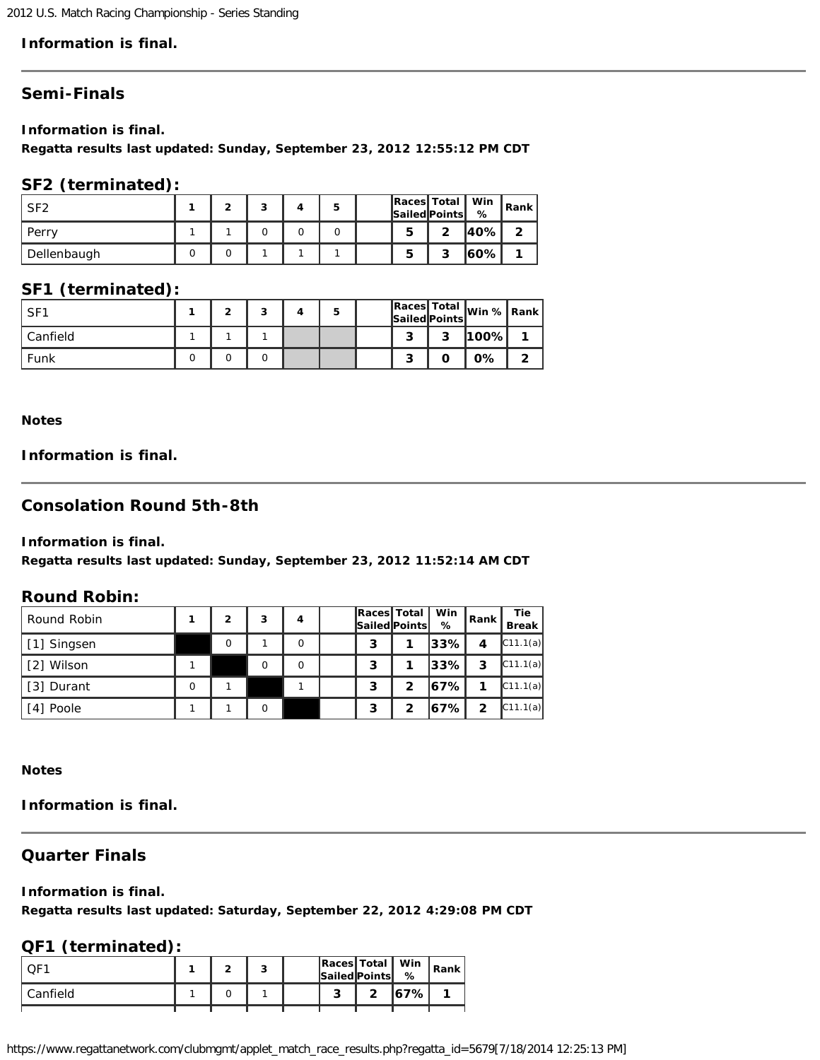**Information is final.**

## Semi-Finals

**Information is final.**
**Regatta results last updated: Sunday, September 23, 2012 12:55:12 PM CDT**

### SF2 (terminated):

| SF2 | 1 | 2 | 3 | 4 | 5 | | Races Sailed | Total Points | Win % | Rank |
|---|---|---|---|---|---|---|---|---|---|---|
| Perry | 1 | 1 | 0 | 0 | 0 | | 5 | 2 | 40% | 2 |
| Dellenbaugh | 0 | 0 | 1 | 1 | 1 | | 5 | 3 | 60% | 1 |

### SF1 (terminated):

| SF1 | 1 | 2 | 3 | 4 | 5 | | Races Sailed | Total Points | Win % | Rank |
|---|---|---|---|---|---|---|---|---|---|---|
| Canfield | 1 | 1 | 1 | | | | 3 | 3 | 100% | 1 |
| Funk | 0 | 0 | 0 | | | | 3 | 0 | 0% | 2 |

**Notes**

**Information is final.**

## Consolation Round 5th-8th

**Information is final.**
**Regatta results last updated: Sunday, September 23, 2012 11:52:14 AM CDT**

### Round Robin:

| Round Robin | 1 | 2 | 3 | 4 | | Races Sailed | Total Points | Win % | Rank | Tie Break |
|---|---|---|---|---|---|---|---|---|---|---|
| [1] Singsen | | 0 | 1 | 0 | | 3 | 1 | 33% | 4 | C11.1(a) |
| [2] Wilson | 1 | | 0 | 0 | | 3 | 1 | 33% | 3 | C11.1(a) |
| [3] Durant | 0 | 1 | | 1 | | 3 | 2 | 67% | 1 | C11.1(a) |
| [4] Poole | 1 | 1 | 0 | | | 3 | 2 | 67% | 2 | C11.1(a) |

**Notes**

**Information is final.**

## Quarter Finals

**Information is final.**
**Regatta results last updated: Saturday, September 22, 2012 4:29:08 PM CDT**

### QF1 (terminated):

| QF1 | 1 | 2 | 3 | | Races Sailed | Total Points | Win % | Rank |
|---|---|---|---|---|---|---|---|---|
| Canfield | 1 | 0 | 1 | | 3 | 2 | 67% | 1 |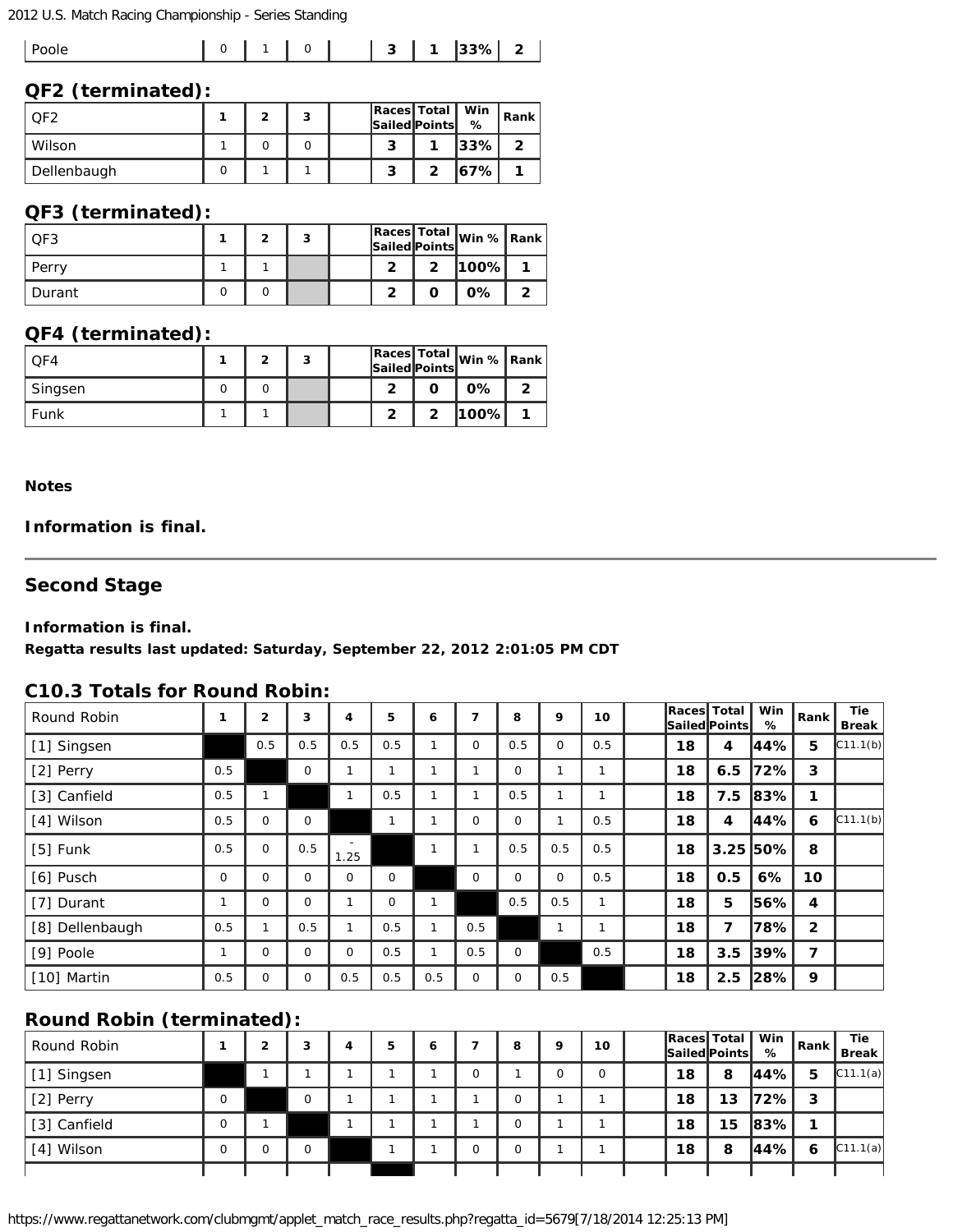| Poole | 0 | 1 | 0 | | 3 | 1 | 33% | 2 |
|---|---|---|---|---|---|---|---|---|

### QF2 (terminated):

| QF2 | 1 | 2 | 3 | | Races Sailed | Total Points | Win % | Rank |
|---|---|---|---|---|---|---|---|---|
| Wilson | 1 | 0 | 0 | | 3 | 1 | 33% | 2 |
| Dellenbaugh | 0 | 1 | 1 | | 3 | 2 | 67% | 1 |

### QF3 (terminated):

| QF3 | 1 | 2 | 3 | | Races Sailed | Total Points | Win % | Rank |
|---|---|---|---|---|---|---|---|---|
| Perry | 1 | 1 | | | 2 | 2 | 100% | 1 |
| Durant | 0 | 0 | | | 2 | 0 | 0% | 2 |

### QF4 (terminated):

| QF4 | 1 | 2 | 3 | | Races Sailed | Total Points | Win % | Rank |
|---|---|---|---|---|---|---|---|---|
| Singsen | 0 | 0 | | | 2 | 0 | 0% | 2 |
| Funk | 1 | 1 | | | 2 | 2 | 100% | 1 |

**Notes**

**Information is final.**

---

## Second Stage

**Information is final.**

**Regatta results last updated: Saturday, September 22, 2012 2:01:05 PM CDT**

### C10.3 Totals for Round Robin:

| Round Robin | 1 | 2 | 3 | 4 | 5 | 6 | 7 | 8 | 9 | 10 | | Races Sailed | Total Points | Win % | Rank | Tie Break |
|---|---|---|---|---|---|---|---|---|---|---|---|---|---|---|---|---|
| [1] Singsen | | 0.5 | 0.5 | 0.5 | 0.5 | 1 | 0 | 0.5 | 0 | 0.5 | | 18 | 4 | 44% | 5 | C11.1(b) |
| [2] Perry | 0.5 | | 0 | 1 | 1 | 1 | 1 | 0 | 1 | 1 | | 18 | 6.5 | 72% | 3 | |
| [3] Canfield | 0.5 | 1 | | 1 | 0.5 | 1 | 1 | 0.5 | 1 | 1 | | 18 | 7.5 | 83% | 1 | |
| [4] Wilson | 0.5 | 0 | 0 | | 1 | 1 | 0 | 0 | 1 | 0.5 | | 18 | 4 | 44% | 6 | C11.1(b) |
| [5] Funk | 0.5 | 0 | 0.5 | -1.25 | | 1 | 1 | 0.5 | 0.5 | 0.5 | | 18 | 3.25 | 50% | 8 | |
| [6] Pusch | 0 | 0 | 0 | 0 | 0 | | 0 | 0 | 0 | 0.5 | | 18 | 0.5 | 6% | 10 | |
| [7] Durant | 1 | 0 | 0 | 1 | 0 | 1 | | 0.5 | 0.5 | 1 | | 18 | 5 | 56% | 4 | |
| [8] Dellenbaugh | 0.5 | 1 | 0.5 | 1 | 0.5 | 1 | 0.5 | | 1 | 1 | | 18 | 7 | 78% | 2 | |
| [9] Poole | 1 | 0 | 0 | 0 | 0.5 | 1 | 0.5 | 0 | | 0.5 | | 18 | 3.5 | 39% | 7 | |
| [10] Martin | 0.5 | 0 | 0 | 0.5 | 0.5 | 0.5 | 0 | 0 | 0.5 | | | 18 | 2.5 | 28% | 9 | |

### Round Robin (terminated):

| Round Robin | 1 | 2 | 3 | 4 | 5 | 6 | 7 | 8 | 9 | 10 | | Races Sailed | Total Points | Win % | Rank | Tie Break |
|---|---|---|---|---|---|---|---|---|---|---|---|---|---|---|---|---|
| [1] Singsen | | 1 | 1 | 1 | 1 | 1 | 0 | 1 | 0 | 0 | | 18 | 8 | 44% | 5 | C11.1(a) |
| [2] Perry | 0 | | 0 | 1 | 1 | 1 | 1 | 0 | 1 | 1 | | 18 | 13 | 72% | 3 | |
| [3] Canfield | 0 | 1 | | 1 | 1 | 1 | 1 | 0 | 1 | 1 | | 18 | 15 | 83% | 1 | |
| [4] Wilson | 0 | 0 | 0 | | 1 | 1 | 0 | 0 | 1 | 1 | | 18 | 8 | 44% | 6 | C11.1(a) |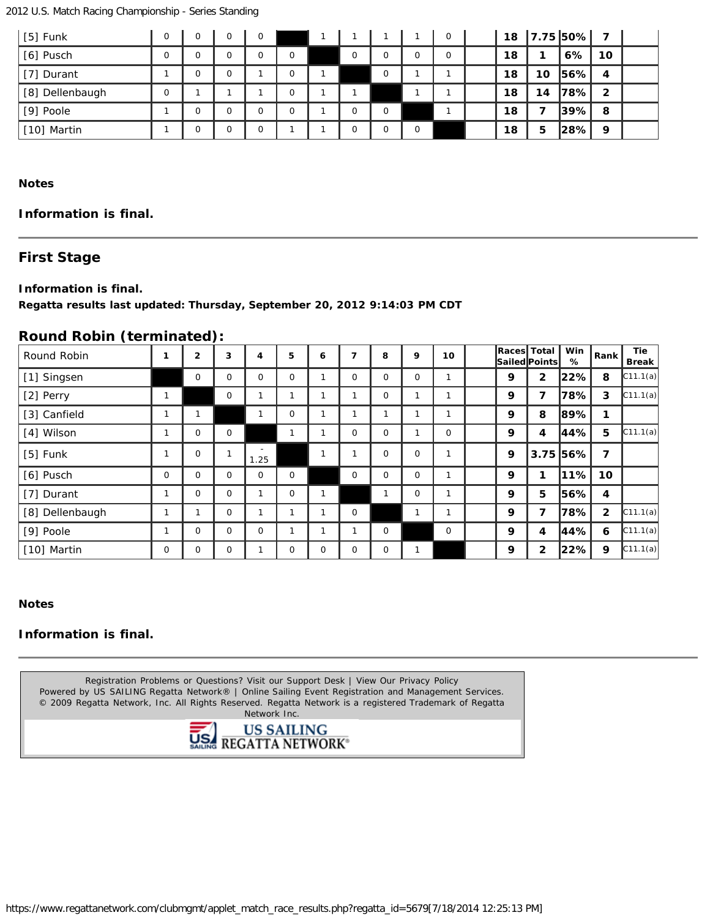| | 1 | 2 | 3 | 4 | 5 | 6 | 7 | 8 | 9 | 10 | | Races Sailed | Total Points | Win % | Rank | Tie Break |
|---|---|---|---|---|---|---|---|---|---|---|---|---|---|---|---|---|
| [5] Funk | 0 | 0 | 0 | 0 | | 1 | 1 | 1 | 1 | 0 | | 18 | 7.75 | 50% | 7 | |
| [6] Pusch | 0 | 0 | 0 | 0 | 0 | | 0 | 0 | 0 | 0 | | 18 | 1 | 6% | 10 | |
| [7] Durant | 1 | 0 | 0 | 1 | 0 | 1 | | 0 | 1 | 1 | | 18 | 10 | 56% | 4 | |
| [8] Dellenbaugh | 0 | 1 | 1 | 1 | 0 | 1 | 1 | | 1 | 1 | | 18 | 14 | 78% | 2 | |
| [9] Poole | 1 | 0 | 0 | 0 | 0 | 1 | 0 | 0 | | 1 | | 18 | 7 | 39% | 8 | |
| [10] Martin | 1 | 0 | 0 | 0 | 1 | 1 | 0 | 0 | 0 | | | 18 | 5 | 28% | 9 | |

**Notes**

**Information is final.**

## First Stage

**Information is final.**
**Regatta results last updated: Thursday, September 20, 2012 9:14:03 PM CDT**

### Round Robin (terminated):

| Round Robin | 1 | 2 | 3 | 4 | 5 | 6 | 7 | 8 | 9 | 10 | | Races Sailed | Total Points | Win % | Rank | Tie Break |
|---|---|---|---|---|---|---|---|---|---|---|---|---|---|---|---|---|
| [1] Singsen | | 0 | 0 | 0 | 0 | 1 | 0 | 0 | 0 | 1 | | 9 | 2 | 22% | 8 | C11.1(a) |
| [2] Perry | 1 | | 0 | 1 | 1 | 1 | 1 | 0 | 1 | 1 | | 9 | 7 | 78% | 3 | C11.1(a) |
| [3] Canfield | 1 | 1 | | 1 | 0 | 1 | 1 | 1 | 1 | 1 | | 9 | 8 | 89% | 1 | |
| [4] Wilson | 1 | 0 | 0 | | 1 | 1 | 0 | 0 | 1 | 0 | | 9 | 4 | 44% | 5 | C11.1(a) |
| [5] Funk | 1 | 0 | 1 | -1.25 | | 1 | 1 | 0 | 0 | 1 | | 9 | 3.75 | 56% | 7 | |
| [6] Pusch | 0 | 0 | 0 | 0 | 0 | | 0 | 0 | 0 | 1 | | 9 | 1 | 11% | 10 | |
| [7] Durant | 1 | 0 | 0 | 1 | 0 | 1 | | 1 | 0 | 1 | | 9 | 5 | 56% | 4 | |
| [8] Dellenbaugh | 1 | 1 | 0 | 1 | 1 | 1 | 0 | | 1 | 1 | | 9 | 7 | 78% | 2 | C11.1(a) |
| [9] Poole | 1 | 0 | 0 | 0 | 1 | 1 | 1 | 0 | | 0 | | 9 | 4 | 44% | 6 | C11.1(a) |
| [10] Martin | 0 | 0 | 0 | 1 | 0 | 0 | 0 | 0 | 1 | | | 9 | 2 | 22% | 9 | C11.1(a) |

**Notes**

**Information is final.**

Registration Problems or Questions? Visit our Support Desk | View Our Privacy Policy
Powered by US SAILING Regatta Network® | Online Sailing Event Registration and Management Services.
© 2009 Regatta Network, Inc. All Rights Reserved. Regatta Network is a registered Trademark of Regatta Network Inc.

US SAILING REGATTA NETWORK®